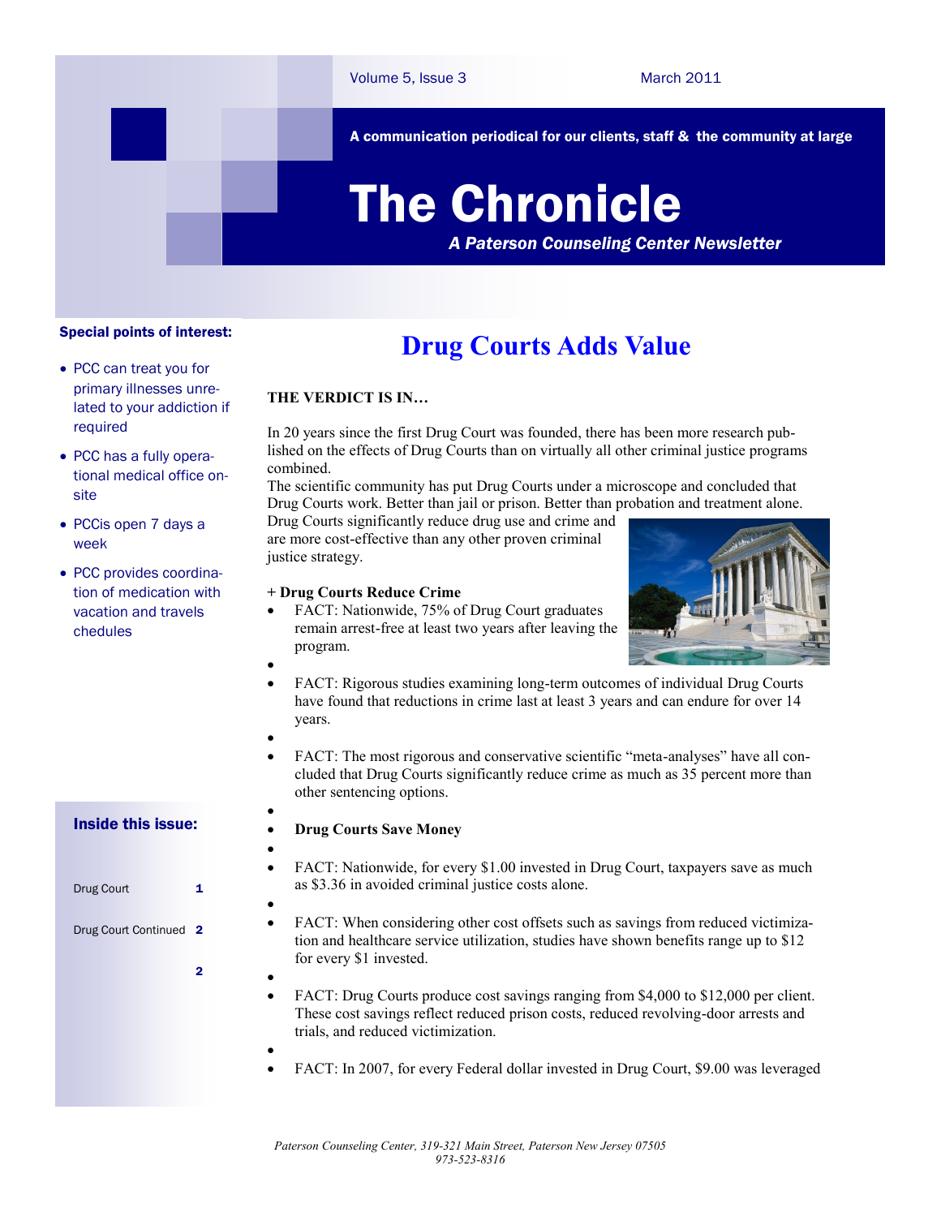Volume 5, Issue 3 — March 2011

**A communication periodical for our clients, staff & the community at large**

# The Chronicle

***A Paterson Counseling Center Newsletter***

**Special points of interest:**

- PCC can treat you for primary illnesses unrelated to your addiction if required
- PCC has a fully operational medical office on-site
- PCCis open 7 days a week
- PCC provides coordination of medication with vacation and travelschedules

**Inside this issue:**

| | |
|---|---|
| Drug Court | 1 |
| Drug Court Continued | 2 |
| | 2 |

## Drug Courts Adds Value

**THE VERDICT IS IN…**

In 20 years since the first Drug Court was founded, there has been more research published on the effects of Drug Courts than on virtually all other criminal justice programs combined.

The scientific community has put Drug Courts under a microscope and concluded that Drug Courts work. Better than jail or prison. Better than probation and treatment alone. Drug Courts significantly reduce drug use and crime and are more cost-effective than any other proven criminal justice strategy.

**+ Drug Courts Reduce Crime**

- FACT: Nationwide, 75% of Drug Court graduates remain arrest-free at least two years after leaving the program.
- FACT: Rigorous studies examining long-term outcomes of individual Drug Courts have found that reductions in crime last at least 3 years and can endure for over 14 years.
- FACT: The most rigorous and conservative scientific "meta-analyses" have all concluded that Drug Courts significantly reduce crime as much as 35 percent more than other sentencing options.
- **Drug Courts Save Money**
- FACT: Nationwide, for every $1.00 invested in Drug Court, taxpayers save as much as $3.36 in avoided criminal justice costs alone.
- FACT: When considering other cost offsets such as savings from reduced victimization and healthcare service utilization, studies have shown benefits range up to $12 for every $1 invested.
- FACT: Drug Courts produce cost savings ranging from $4,000 to $12,000 per client. These cost savings reflect reduced prison costs, reduced revolving-door arrests and trials, and reduced victimization.
- FACT: In 2007, for every Federal dollar invested in Drug Court, $9.00 was leveraged

*Paterson Counseling Center, 319-321 Main Street, Paterson New Jersey 07505*
*973-523-8316*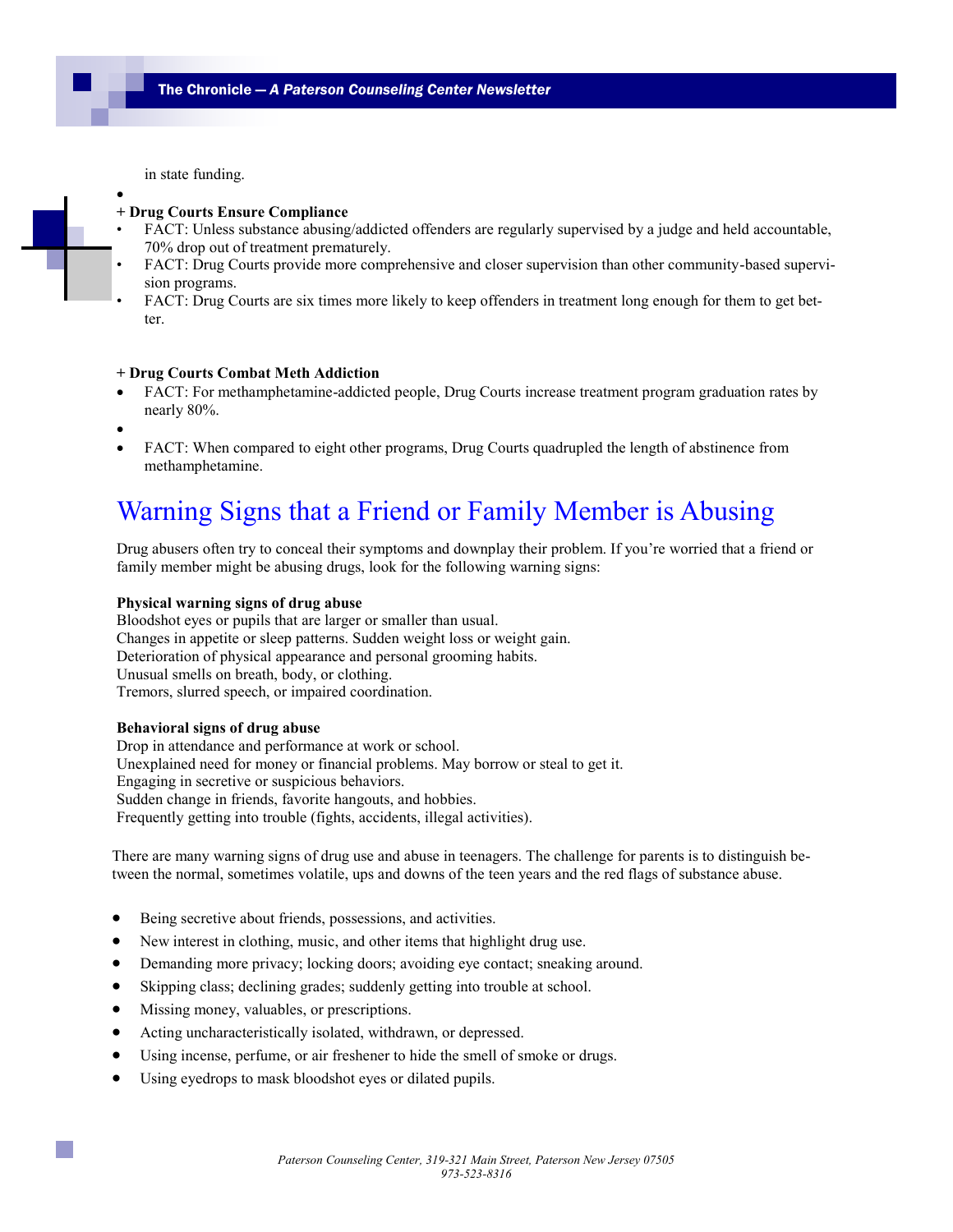in state funding.

**+ Drug Courts Ensure Compliance**

- FACT: Unless substance abusing/addicted offenders are regularly supervised by a judge and held accountable, 70% drop out of treatment prematurely.
- FACT: Drug Courts provide more comprehensive and closer supervision than other community-based supervision programs.
- FACT: Drug Courts are six times more likely to keep offenders in treatment long enough for them to get better.

**+ Drug Courts Combat Meth Addiction**

- FACT: For methamphetamine-addicted people, Drug Courts increase treatment program graduation rates by nearly 80%.
- FACT: When compared to eight other programs, Drug Courts quadrupled the length of abstinence from methamphetamine.

## Warning Signs that a Friend or Family Member is Abusing

Drug abusers often try to conceal their symptoms and downplay their problem. If you're worried that a friend or family member might be abusing drugs, look for the following warning signs:

**Physical warning signs of drug abuse**

Bloodshot eyes or pupils that are larger or smaller than usual.
Changes in appetite or sleep patterns. Sudden weight loss or weight gain.
Deterioration of physical appearance and personal grooming habits.
Unusual smells on breath, body, or clothing.
Tremors, slurred speech, or impaired coordination.

**Behavioral signs of drug abuse**

Drop in attendance and performance at work or school.
Unexplained need for money or financial problems. May borrow or steal to get it.
Engaging in secretive or suspicious behaviors.
Sudden change in friends, favorite hangouts, and hobbies.
Frequently getting into trouble (fights, accidents, illegal activities).

There are many warning signs of drug use and abuse in teenagers. The challenge for parents is to distinguish between the normal, sometimes volatile, ups and downs of the teen years and the red flags of substance abuse.

- Being secretive about friends, possessions, and activities.
- New interest in clothing, music, and other items that highlight drug use.
- Demanding more privacy; locking doors; avoiding eye contact; sneaking around.
- Skipping class; declining grades; suddenly getting into trouble at school.
- Missing money, valuables, or prescriptions.
- Acting uncharacteristically isolated, withdrawn, or depressed.
- Using incense, perfume, or air freshener to hide the smell of smoke or drugs.
- Using eyedrops to mask bloodshot eyes or dilated pupils.